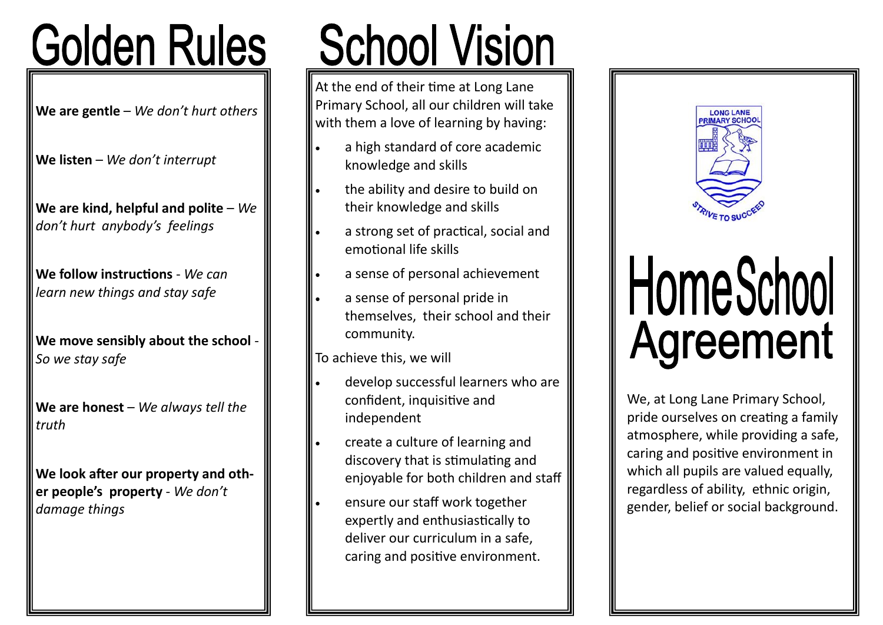# Golden Rules

**We are gentle** – *We don't hurt others*

**We listen** – *We don't interrupt*

**We are kind, helpful and polite** – *We don't hurt anybody's feelings*

**We follow instructions** - *We can learn new things and stay safe*

**We move sensibly about the school** - *So we stay safe*

**We are honest** – *We always tell the truth*

**We look after our property and other people's property** - *We don't damage things*

# School Vision

At the end of their time at Long Lane Primary School, all our children will take with them a love of learning by having:

- a high standard of core academic knowledge and skills
- the ability and desire to build on their knowledge and skills
- a strong set of practical, social and emotional life skills
- a sense of personal achievement
- a sense of personal pride in themselves, their school and their community.

To achieve this, we will

- develop successful learners who are confident, inquisitive and independent
- create a culture of learning and discovery that is stimulating and enjoyable for both children and staff
- ensure our staff work together expertly and enthusiastically to deliver our curriculum in a safe, caring and positive environment.

LONG LANE PRIMARY SCHOOL

STRIVE TO SUCCEED

# Home School Agreement

We, at Long Lane Primary School, pride ourselves on creating a family atmosphere, while providing a safe, caring and positive environment in which all pupils are valued equally, regardless of ability, ethnic origin, gender, belief or social background.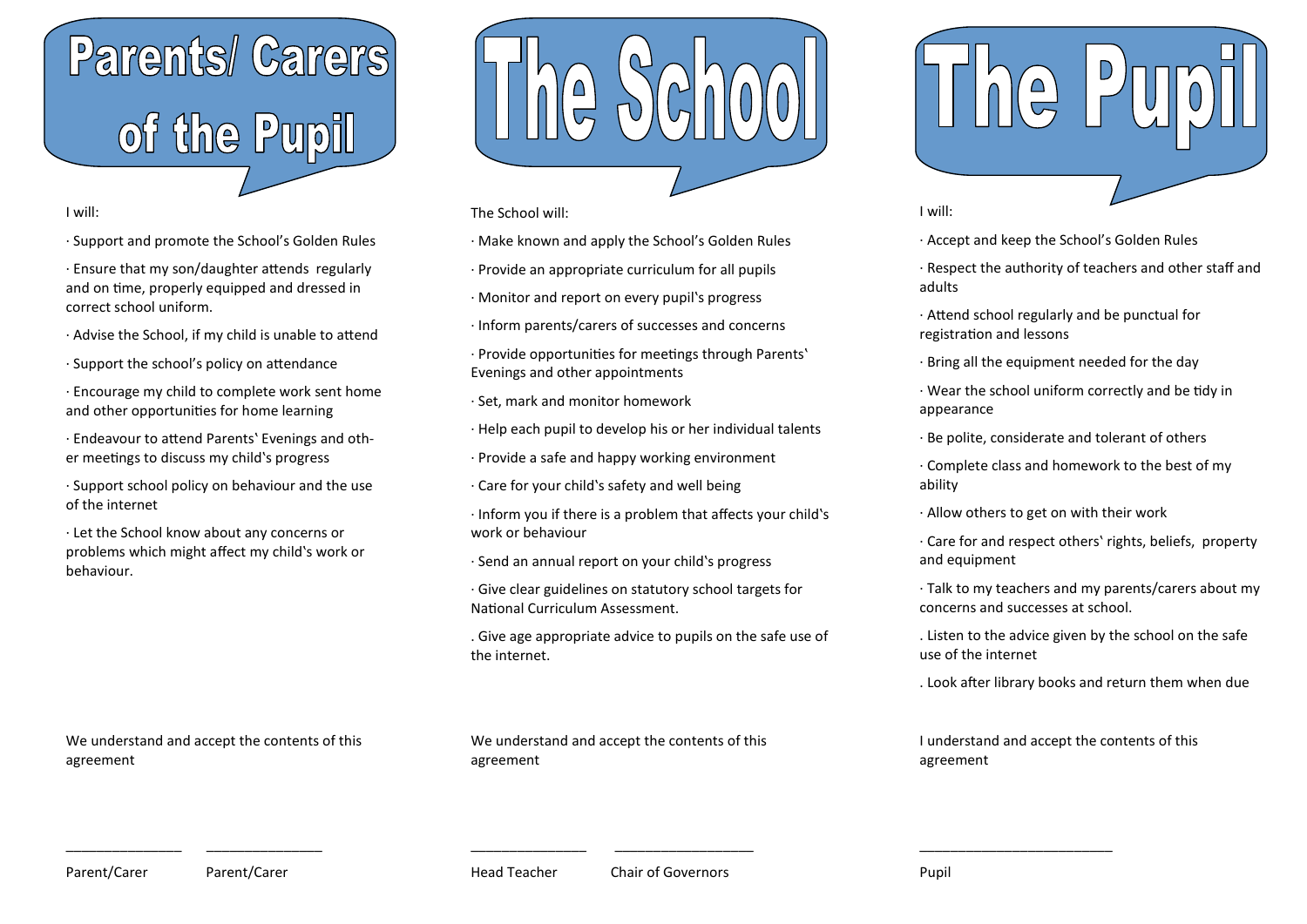# Parents/ Carers of the Pupil

I will:

· Support and promote the School's Golden Rules

· Ensure that my son/daughter attends regularly and on time, properly equipped and dressed in correct school uniform.

· Advise the School, if my child is unable to attend

· Support the school's policy on attendance

· Encourage my child to complete work sent home and other opportunities for home learning

· Endeavour to attend Parents' Evenings and other meetings to discuss my child's progress

· Support school policy on behaviour and the use of the internet

· Let the School know about any concerns or problems which might affect my child's work or behaviour.

We understand and accept the contents of this agreement

_______________ _______________

Parent/Carer Parent/Carer

# The School

The School will:

· Make known and apply the School's Golden Rules

· Provide an appropriate curriculum for all pupils

· Monitor and report on every pupil's progress

· Inform parents/carers of successes and concerns

· Provide opportunities for meetings through Parents' Evenings and other appointments

· Set, mark and monitor homework

· Help each pupil to develop his or her individual talents

· Provide a safe and happy working environment

· Care for your child's safety and well being

· Inform you if there is a problem that affects your child's work or behaviour

· Send an annual report on your child's progress

· Give clear guidelines on statutory school targets for National Curriculum Assessment.

. Give age appropriate advice to pupils on the safe use of the internet.

We understand and accept the contents of this agreement

_______________ __________________

Head Teacher Chair of Governors

# The Pupil

I will:

· Accept and keep the School's Golden Rules

· Respect the authority of teachers and other staff and adults

· Attend school regularly and be punctual for registration and lessons

· Bring all the equipment needed for the day

· Wear the school uniform correctly and be tidy in appearance

· Be polite, considerate and tolerant of others

· Complete class and homework to the best of my ability

· Allow others to get on with their work

· Care for and respect others' rights, beliefs, property and equipment

· Talk to my teachers and my parents/carers about my concerns and successes at school.

. Listen to the advice given by the school on the safe use of the internet

. Look after library books and return them when due

I understand and accept the contents of this agreement

_________________________

Pupil